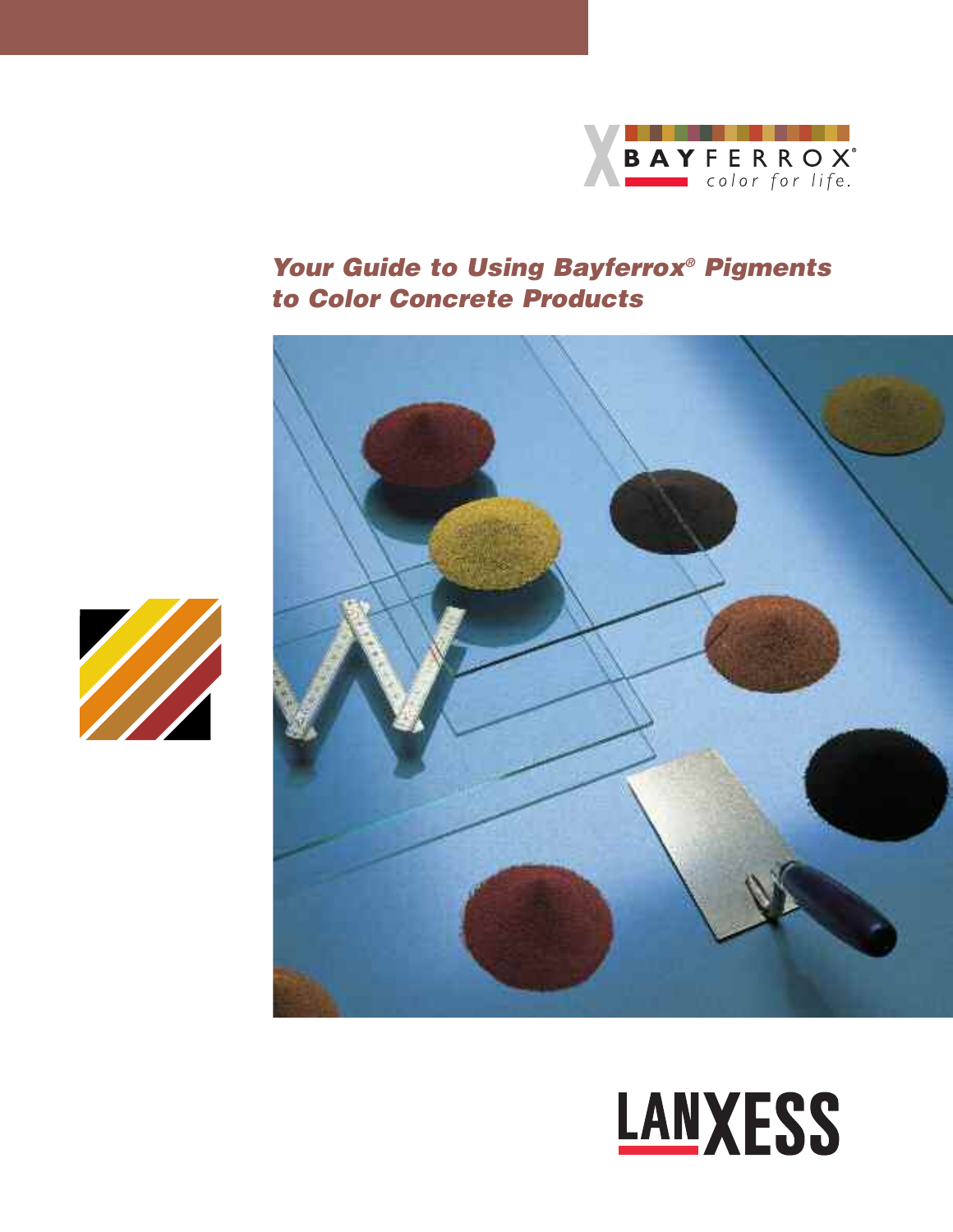BAYFERROX®
color for life.

# Your Guide to Using Bayferrox® Pigments to Color Concrete Products

LANXESS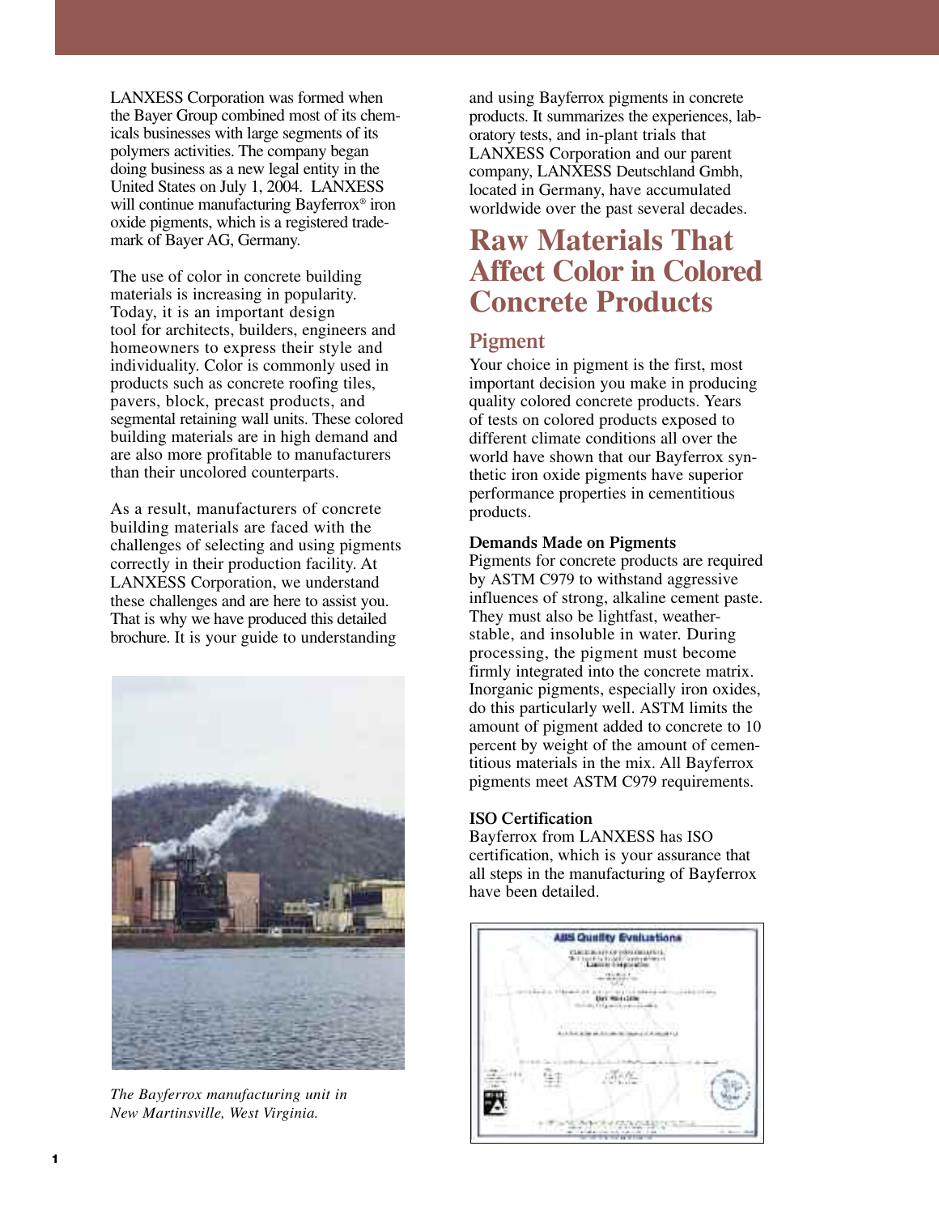LANXESS Corporation was formed when the Bayer Group combined most of its chemicals businesses with large segments of its polymers activities. The company began doing business as a new legal entity in the United States on July 1, 2004. LANXESS will continue manufacturing Bayferrox® iron oxide pigments, which is a registered trademark of Bayer AG, Germany.

The use of color in concrete building materials is increasing in popularity. Today, it is an important design tool for architects, builders, engineers and homeowners to express their style and individuality. Color is commonly used in products such as concrete roofing tiles, pavers, block, precast products, and segmental retaining wall units. These colored building materials are in high demand and are also more profitable to manufacturers than their uncolored counterparts.

As a result, manufacturers of concrete building materials are faced with the challenges of selecting and using pigments correctly in their production facility. At LANXESS Corporation, we understand these challenges and are here to assist you. That is why we have produced this detailed brochure. It is your guide to understanding and using Bayferrox pigments in concrete products. It summarizes the experiences, laboratory tests, and in-plant trials that LANXESS Corporation and our parent company, LANXESS Deutschland Gmbh, located in Germany, have accumulated worldwide over the past several decades.

*The Bayferrox manufacturing unit in New Martinsville, West Virginia.*

# Raw Materials That Affect Color in Colored Concrete Products

## Pigment

Your choice in pigment is the first, most important decision you make in producing quality colored concrete products. Years of tests on colored products exposed to different climate conditions all over the world have shown that our Bayferrox synthetic iron oxide pigments have superior performance properties in cementitious products.

### Demands Made on Pigments

Pigments for concrete products are required by ASTM C979 to withstand aggressive influences of strong, alkaline cement paste. They must also be lightfast, weather-stable, and insoluble in water. During processing, the pigment must become firmly integrated into the concrete matrix. Inorganic pigments, especially iron oxides, do this particularly well. ASTM limits the amount of pigment added to concrete to 10 percent by weight of the amount of cementitious materials in the mix. All Bayferrox pigments meet ASTM C979 requirements.

### ISO Certification

Bayferrox from LANXESS has ISO certification, which is your assurance that all steps in the manufacturing of Bayferrox have been detailed.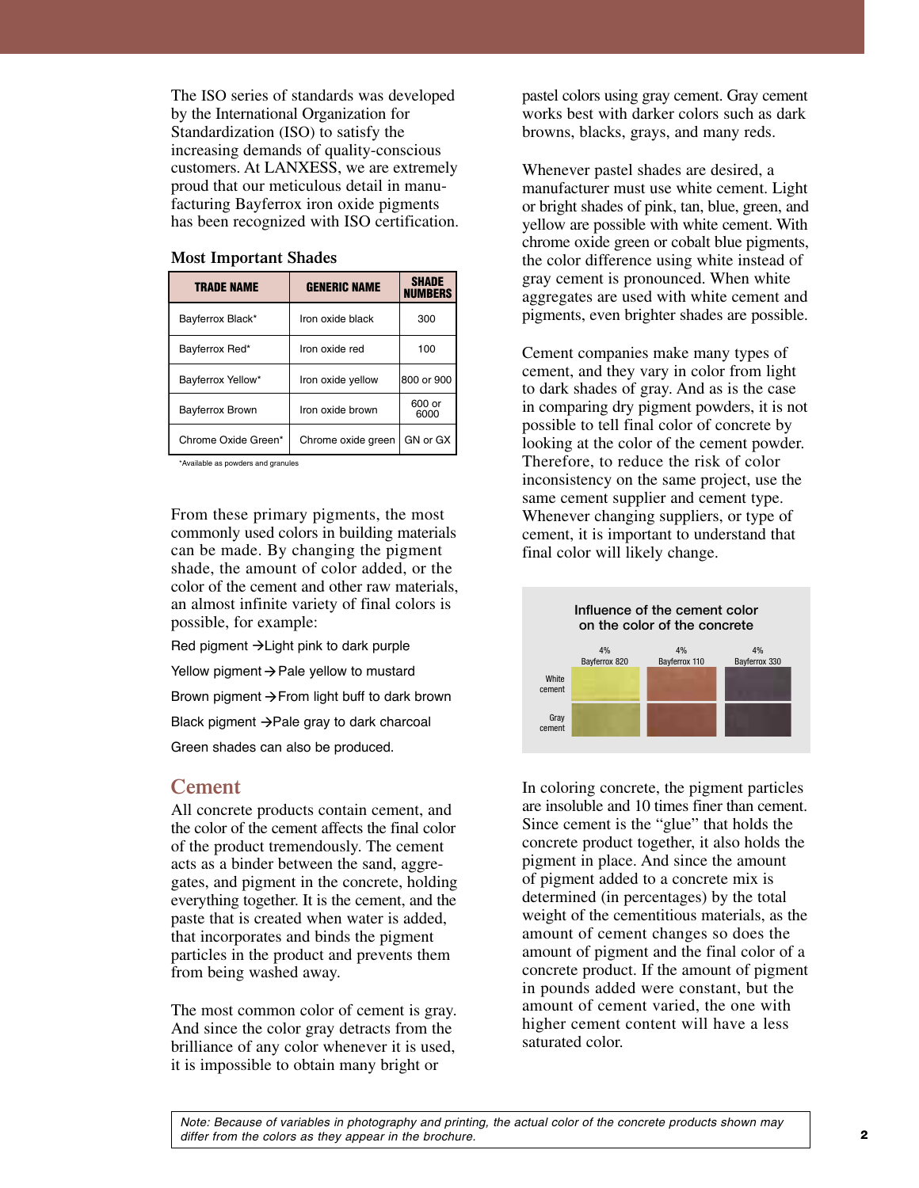The ISO series of standards was developed by the International Organization for Standardization (ISO) to satisfy the increasing demands of quality-conscious customers. At LANXESS, we are extremely proud that our meticulous detail in manufacturing Bayferrox iron oxide pigments has been recognized with ISO certification.

**Most Important Shades**

| TRADE NAME | GENERIC NAME | SHADE NUMBERS |
|---|---|---|
| Bayferrox Black* | Iron oxide black | 300 |
| Bayferrox Red* | Iron oxide red | 100 |
| Bayferrox Yellow* | Iron oxide yellow | 800 or 900 |
| Bayferrox Brown | Iron oxide brown | 600 or 6000 |
| Chrome Oxide Green* | Chrome oxide green | GN or GX |

*Available as powders and granules

From these primary pigments, the most commonly used colors in building materials can be made. By changing the pigment shade, the amount of color added, or the color of the cement and other raw materials, an almost infinite variety of final colors is possible, for example:

Red pigment →Light pink to dark purple

Yellow pigment → Pale yellow to mustard

Brown pigment → From light buff to dark brown

Black pigment → Pale gray to dark charcoal

Green shades can also be produced.

## Cement

All concrete products contain cement, and the color of the cement affects the final color of the product tremendously. The cement acts as a binder between the sand, aggregates, and pigment in the concrete, holding everything together. It is the cement, and the paste that is created when water is added, that incorporates and binds the pigment particles in the product and prevents them from being washed away.

The most common color of cement is gray. And since the color gray detracts from the brilliance of any color whenever it is used, it is impossible to obtain many bright or pastel colors using gray cement. Gray cement works best with darker colors such as dark browns, blacks, grays, and many reds.

Whenever pastel shades are desired, a manufacturer must use white cement. Light or bright shades of pink, tan, blue, green, and yellow are possible with white cement. With chrome oxide green or cobalt blue pigments, the color difference using white instead of gray cement is pronounced. When white aggregates are used with white cement and pigments, even brighter shades are possible.

Cement companies make many types of cement, and they vary in color from light to dark shades of gray. And as is the case in comparing dry pigment powders, it is not possible to tell final color of concrete by looking at the color of the cement powder. Therefore, to reduce the risk of color inconsistency on the same project, use the same cement supplier and cement type. Whenever changing suppliers, or type of cement, it is important to understand that final color will likely change.

**Influence of the cement color on the color of the concrete**

| | 4% Bayferrox 820 | 4% Bayferrox 110 | 4% Bayferrox 330 |
|---|---|---|---|
| White cement | | | |
| Gray cement | | | |

In coloring concrete, the pigment particles are insoluble and 10 times finer than cement. Since cement is the "glue" that holds the concrete product together, it also holds the pigment in place. And since the amount of pigment added to a concrete mix is determined (in percentages) by the total weight of the cementitious materials, as the amount of cement changes so does the amount of pigment and the final color of a concrete product. If the amount of pigment in pounds added were constant, but the amount of cement varied, the one with higher cement content will have a less saturated color.

*Note: Because of variables in photography and printing, the actual color of the concrete products shown may differ from the colors as they appear in the brochure.*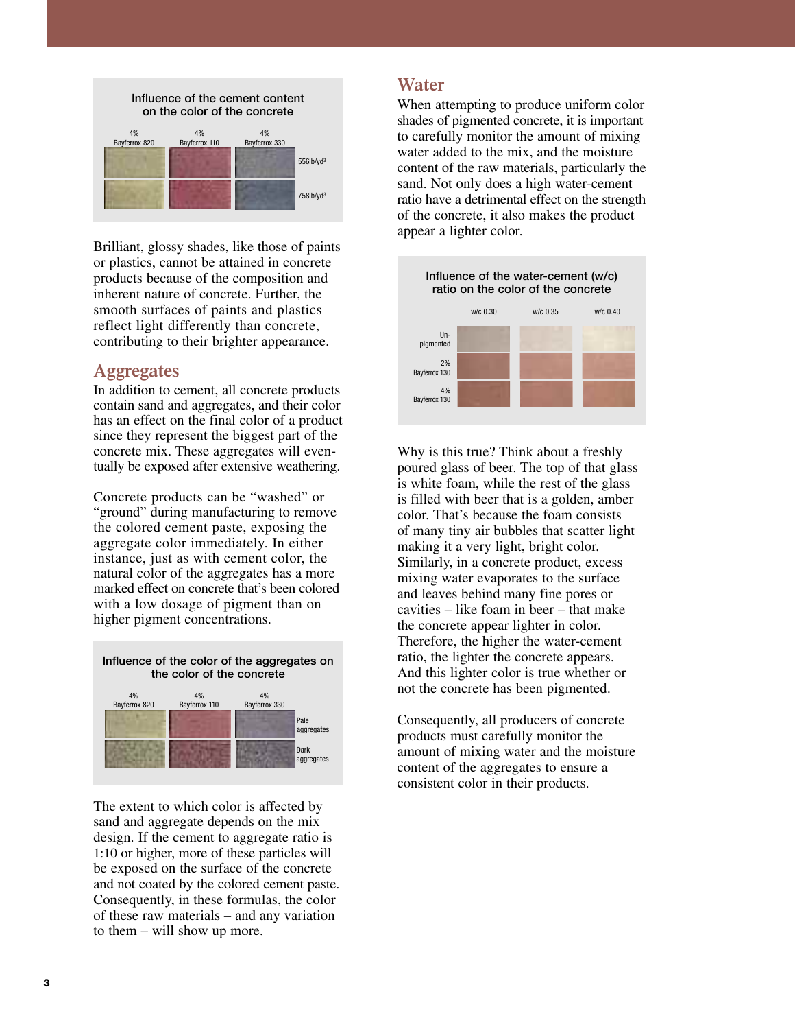**Influence of the cement content on the color of the concrete**

| | 4% Bayferrox 820 | 4% Bayferrox 110 | 4% Bayferrox 330 |
|---|---|---|---|
| 556lb/yd³ | | | |
| 758lb/yd³ | | | |

Brilliant, glossy shades, like those of paints or plastics, cannot be attained in concrete products because of the composition and inherent nature of concrete. Further, the smooth surfaces of paints and plastics reflect light differently than concrete, contributing to their brighter appearance.

## Aggregates

In addition to cement, all concrete products contain sand and aggregates, and their color has an effect on the final color of a product since they represent the biggest part of the concrete mix. These aggregates will eventually be exposed after extensive weathering.

Concrete products can be "washed" or "ground" during manufacturing to remove the colored cement paste, exposing the aggregate color immediately. In either instance, just as with cement color, the natural color of the aggregates has a more marked effect on concrete that's been colored with a low dosage of pigment than on higher pigment concentrations.

**Influence of the color of the aggregates on the color of the concrete**

| | 4% Bayferrox 820 | 4% Bayferrox 110 | 4% Bayferrox 330 |
|---|---|---|---|
| Pale aggregates | | | |
| Dark aggregates | | | |

The extent to which color is affected by sand and aggregate depends on the mix design. If the cement to aggregate ratio is 1:10 or higher, more of these particles will be exposed on the surface of the concrete and not coated by the colored cement paste. Consequently, in these formulas, the color of these raw materials – and any variation to them – will show up more.

## Water

When attempting to produce uniform color shades of pigmented concrete, it is important to carefully monitor the amount of mixing water added to the mix, and the moisture content of the raw materials, particularly the sand. Not only does a high water-cement ratio have a detrimental effect on the strength of the concrete, it also makes the product appear a lighter color.

**Influence of the water-cement (w/c) ratio on the color of the concrete**

| | w/c 0.30 | w/c 0.35 | w/c 0.40 |
|---|---|---|---|
| Un-pigmented | | | |
| 2% Bayferrox 130 | | | |
| 4% Bayferrox 130 | | | |

Why is this true? Think about a freshly poured glass of beer. The top of that glass is white foam, while the rest of the glass is filled with beer that is a golden, amber color. That's because the foam consists of many tiny air bubbles that scatter light making it a very light, bright color. Similarly, in a concrete product, excess mixing water evaporates to the surface and leaves behind many fine pores or cavities – like foam in beer – that make the concrete appear lighter in color. Therefore, the higher the water-cement ratio, the lighter the concrete appears. And this lighter color is true whether or not the concrete has been pigmented.

Consequently, all producers of concrete products must carefully monitor the amount of mixing water and the moisture content of the aggregates to ensure a consistent color in their products.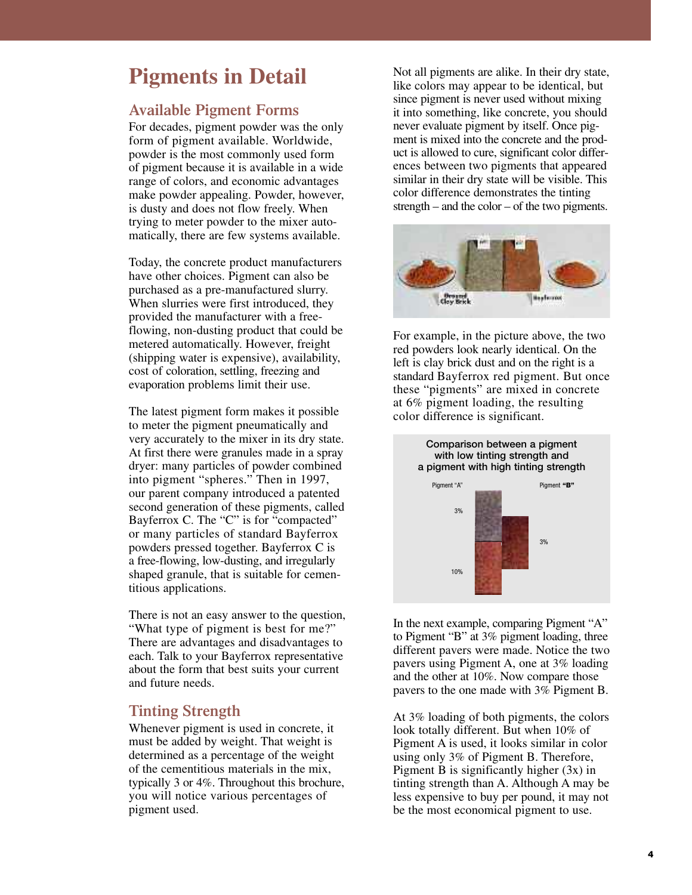# Pigments in Detail

## Available Pigment Forms

For decades, pigment powder was the only form of pigment available. Worldwide, powder is the most commonly used form of pigment because it is available in a wide range of colors, and economic advantages make powder appealing. Powder, however, is dusty and does not flow freely. When trying to meter powder to the mixer automatically, there are few systems available.

Today, the concrete product manufacturers have other choices. Pigment can also be purchased as a pre-manufactured slurry. When slurries were first introduced, they provided the manufacturer with a free-flowing, non-dusting product that could be metered automatically. However, freight (shipping water is expensive), availability, cost of coloration, settling, freezing and evaporation problems limit their use.

The latest pigment form makes it possible to meter the pigment pneumatically and very accurately to the mixer in its dry state. At first there were granules made in a spray dryer: many particles of powder combined into pigment "spheres." Then in 1997, our parent company introduced a patented second generation of these pigments, called Bayferrox C. The "C" is for "compacted" or many particles of standard Bayferrox powders pressed together. Bayferrox C is a free-flowing, low-dusting, and irregularly shaped granule, that is suitable for cementitious applications.

There is not an easy answer to the question, "What type of pigment is best for me?" There are advantages and disadvantages to each. Talk to your Bayferrox representative about the form that best suits your current and future needs.

## Tinting Strength

Whenever pigment is used in concrete, it must be added by weight. That weight is determined as a percentage of the weight of the cementitious materials in the mix, typically 3 or 4%. Throughout this brochure, you will notice various percentages of pigment used.

Not all pigments are alike. In their dry state, like colors may appear to be identical, but since pigment is never used without mixing it into something, like concrete, you should never evaluate pigment by itself. Once pigment is mixed into the concrete and the product is allowed to cure, significant color differences between two pigments that appeared similar in their dry state will be visible. This color difference demonstrates the tinting strength – and the color – of the two pigments.

Ground Clay Brick

Bayferrox

For example, in the picture above, the two red powders look nearly identical. On the left is clay brick dust and on the right is a standard Bayferrox red pigment. But once these "pigments" are mixed in concrete at 6% pigment loading, the resulting color difference is significant.

Comparison between a pigment with low tinting strength and a pigment with high tinting strength

Pigment "A": 3%, 10%

Pigment **"B"**: 3%

In the next example, comparing Pigment "A" to Pigment "B" at 3% pigment loading, three different pavers were made. Notice the two pavers using Pigment A, one at 3% loading and the other at 10%. Now compare those pavers to the one made with 3% Pigment B.

At 3% loading of both pigments, the colors look totally different. But when 10% of Pigment A is used, it looks similar in color using only 3% of Pigment B. Therefore, Pigment B is significantly higher (3x) in tinting strength than A. Although A may be less expensive to buy per pound, it may not be the most economical pigment to use.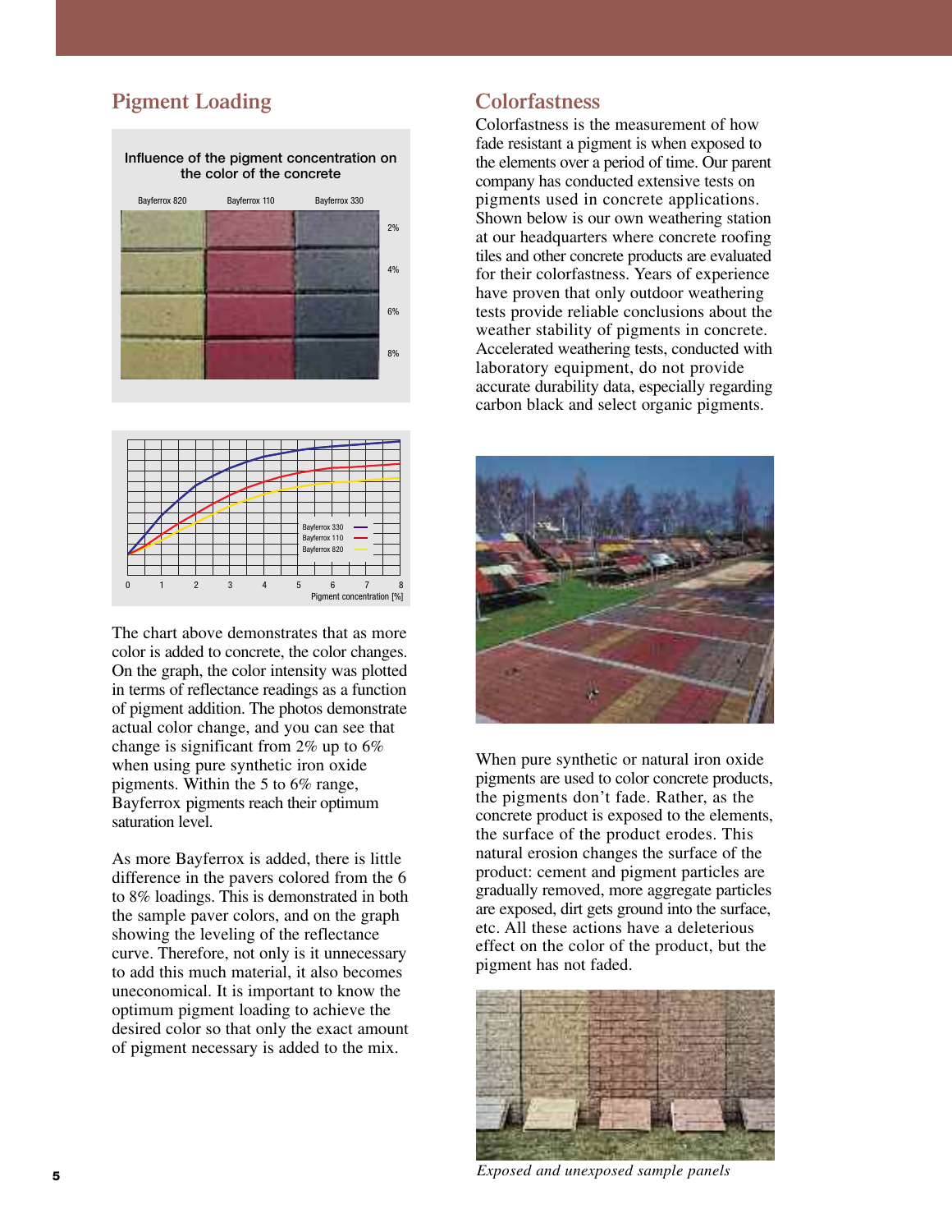## Pigment Loading

Influence of the pigment concentration on the color of the concrete

The chart above demonstrates that as more color is added to concrete, the color changes. On the graph, the color intensity was plotted in terms of reflectance readings as a function of pigment addition. The photos demonstrate actual color change, and you can see that change is significant from 2% up to 6% when using pure synthetic iron oxide pigments. Within the 5 to 6% range, Bayferrox pigments reach their optimum saturation level.

As more Bayferrox is added, there is little difference in the pavers colored from the 6 to 8% loadings. This is demonstrated in both the sample paver colors, and on the graph showing the leveling of the reflectance curve. Therefore, not only is it unnecessary to add this much material, it also becomes uneconomical. It is important to know the optimum pigment loading to achieve the desired color so that only the exact amount of pigment necessary is added to the mix.

## Colorfastness

Colorfastness is the measurement of how fade resistant a pigment is when exposed to the elements over a period of time. Our parent company has conducted extensive tests on pigments used in concrete applications. Shown below is our own weathering station at our headquarters where concrete roofing tiles and other concrete products are evaluated for their colorfastness. Years of experience have proven that only outdoor weathering tests provide reliable conclusions about the weather stability of pigments in concrete. Accelerated weathering tests, conducted with laboratory equipment, do not provide accurate durability data, especially regarding carbon black and select organic pigments.

When pure synthetic or natural iron oxide pigments are used to color concrete products, the pigments don't fade. Rather, as the concrete product is exposed to the elements, the surface of the product erodes. This natural erosion changes the surface of the product: cement and pigment particles are gradually removed, more aggregate particles are exposed, dirt gets ground into the surface, etc. All these actions have a deleterious effect on the color of the product, but the pigment has not faded.

*Exposed and unexposed sample panels*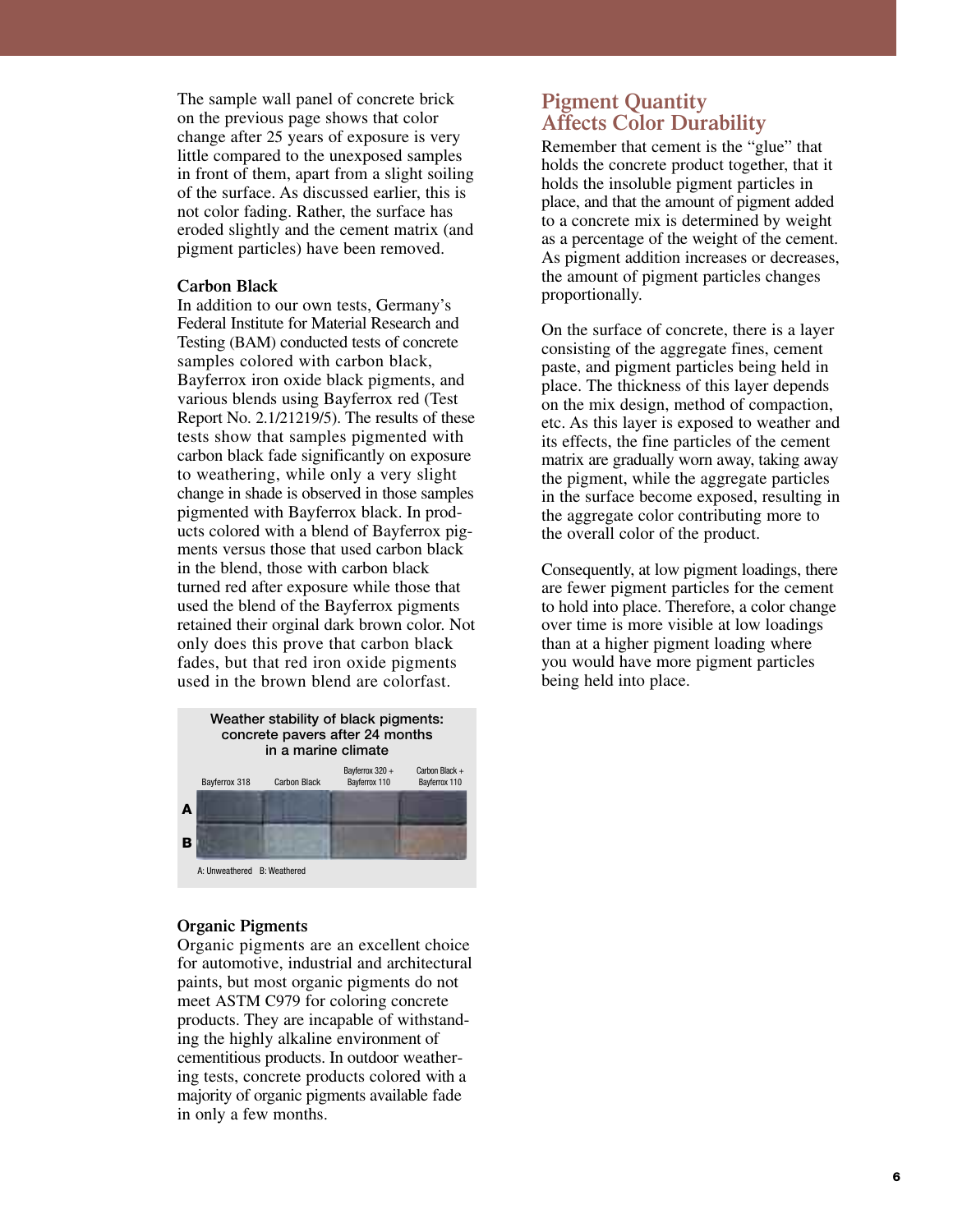The sample wall panel of concrete brick on the previous page shows that color change after 25 years of exposure is very little compared to the unexposed samples in front of them, apart from a slight soiling of the surface. As discussed earlier, this is not color fading. Rather, the surface has eroded slightly and the cement matrix (and pigment particles) have been removed.

### Carbon Black

In addition to our own tests, Germany's Federal Institute for Material Research and Testing (BAM) conducted tests of concrete samples colored with carbon black, Bayferrox iron oxide black pigments, and various blends using Bayferrox red (Test Report No. 2.1/21219/5). The results of these tests show that samples pigmented with carbon black fade significantly on exposure to weathering, while only a very slight change in shade is observed in those samples pigmented with Bayferrox black. In products colored with a blend of Bayferrox pigments versus those that used carbon black in the blend, those with carbon black turned red after exposure while those that used the blend of the Bayferrox pigments retained their orginal dark brown color. Not only does this prove that carbon black fades, but that red iron oxide pigments used in the brown blend are colorfast.

Weather stability of black pigments: concrete pavers after 24 months in a marine climate

| | Bayferrox 318 | Carbon Black | Bayferrox 320 + Bayferrox 110 | Carbon Black + Bayferrox 110 |
|---|---|---|---|---|
| A | | | | |
| B | | | | |

A: Unweathered B: Weathered

### Organic Pigments

Organic pigments are an excellent choice for automotive, industrial and architectural paints, but most organic pigments do not meet ASTM C979 for coloring concrete products. They are incapable of withstanding the highly alkaline environment of cementitious products. In outdoor weathering tests, concrete products colored with a majority of organic pigments available fade in only a few months.

## Pigment Quantity Affects Color Durability

Remember that cement is the "glue" that holds the concrete product together, that it holds the insoluble pigment particles in place, and that the amount of pigment added to a concrete mix is determined by weight as a percentage of the weight of the cement. As pigment addition increases or decreases, the amount of pigment particles changes proportionally.

On the surface of concrete, there is a layer consisting of the aggregate fines, cement paste, and pigment particles being held in place. The thickness of this layer depends on the mix design, method of compaction, etc. As this layer is exposed to weather and its effects, the fine particles of the cement matrix are gradually worn away, taking away the pigment, while the aggregate particles in the surface become exposed, resulting in the aggregate color contributing more to the overall color of the product.

Consequently, at low pigment loadings, there are fewer pigment particles for the cement to hold into place. Therefore, a color change over time is more visible at low loadings than at a higher pigment loading where you would have more pigment particles being held into place.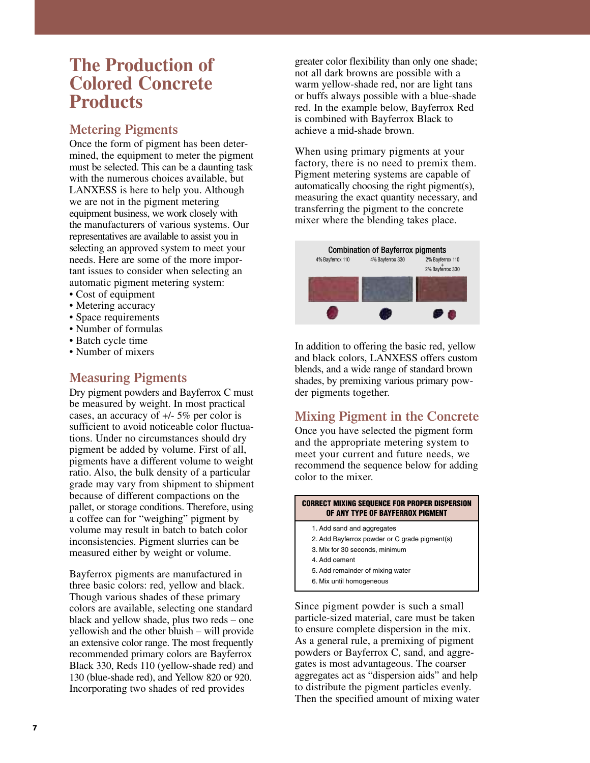# The Production of Colored Concrete Products

## Metering Pigments

Once the form of pigment has been determined, the equipment to meter the pigment must be selected. This can be a daunting task with the numerous choices available, but LANXESS is here to help you. Although we are not in the pigment metering equipment business, we work closely with the manufacturers of various systems. Our representatives are available to assist you in selecting an approved system to meet your needs. Here are some of the more important issues to consider when selecting an automatic pigment metering system:

- Cost of equipment
- Metering accuracy
- Space requirements
- Number of formulas
- Batch cycle time
- Number of mixers

## Measuring Pigments

Dry pigment powders and Bayferrox C must be measured by weight. In most practical cases, an accuracy of +/- 5% per color is sufficient to avoid noticeable color fluctuations. Under no circumstances should dry pigment be added by volume. First of all, pigments have a different volume to weight ratio. Also, the bulk density of a particular grade may vary from shipment to shipment because of different compactions on the pallet, or storage conditions. Therefore, using a coffee can for "weighing" pigment by volume may result in batch to batch color inconsistencies. Pigment slurries can be measured either by weight or volume.

Bayferrox pigments are manufactured in three basic colors: red, yellow and black. Though various shades of these primary colors are available, selecting one standard black and yellow shade, plus two reds – one yellowish and the other bluish – will provide an extensive color range. The most frequently recommended primary colors are Bayferrox Black 330, Reds 110 (yellow-shade red) and 130 (blue-shade red), and Yellow 820 or 920. Incorporating two shades of red provides greater color flexibility than only one shade; not all dark browns are possible with a warm yellow-shade red, nor are light tans or buffs always possible with a blue-shade red. In the example below, Bayferrox Red is combined with Bayferrox Black to achieve a mid-shade brown.

When using primary pigments at your factory, there is no need to premix them. Pigment metering systems are capable of automatically choosing the right pigment(s), measuring the exact quantity necessary, and transferring the pigment to the concrete mixer where the blending takes place.

Combination of Bayferrox pigments

4% Bayferrox 110 | 4% Bayferrox 330 | 2% Bayferrox 110 + 2% Bayferrox 330

In addition to offering the basic red, yellow and black colors, LANXESS offers custom blends, and a wide range of standard brown shades, by premixing various primary powder pigments together.

## Mixing Pigment in the Concrete

Once you have selected the pigment form and the appropriate metering system to meet your current and future needs, we recommend the sequence below for adding color to the mixer.

**CORRECT MIXING SEQUENCE FOR PROPER DISPERSION OF ANY TYPE OF BAYFERROX PIGMENT**

1. Add sand and aggregates
2. Add Bayferrox powder or C grade pigment(s)
3. Mix for 30 seconds, minimum
4. Add cement
5. Add remainder of mixing water
6. Mix until homogeneous

Since pigment powder is such a small particle-sized material, care must be taken to ensure complete dispersion in the mix. As a general rule, a premixing of pigment powders or Bayferrox C, sand, and aggregates is most advantageous. The coarser aggregates act as "dispersion aids" and help to distribute the pigment particles evenly. Then the specified amount of mixing water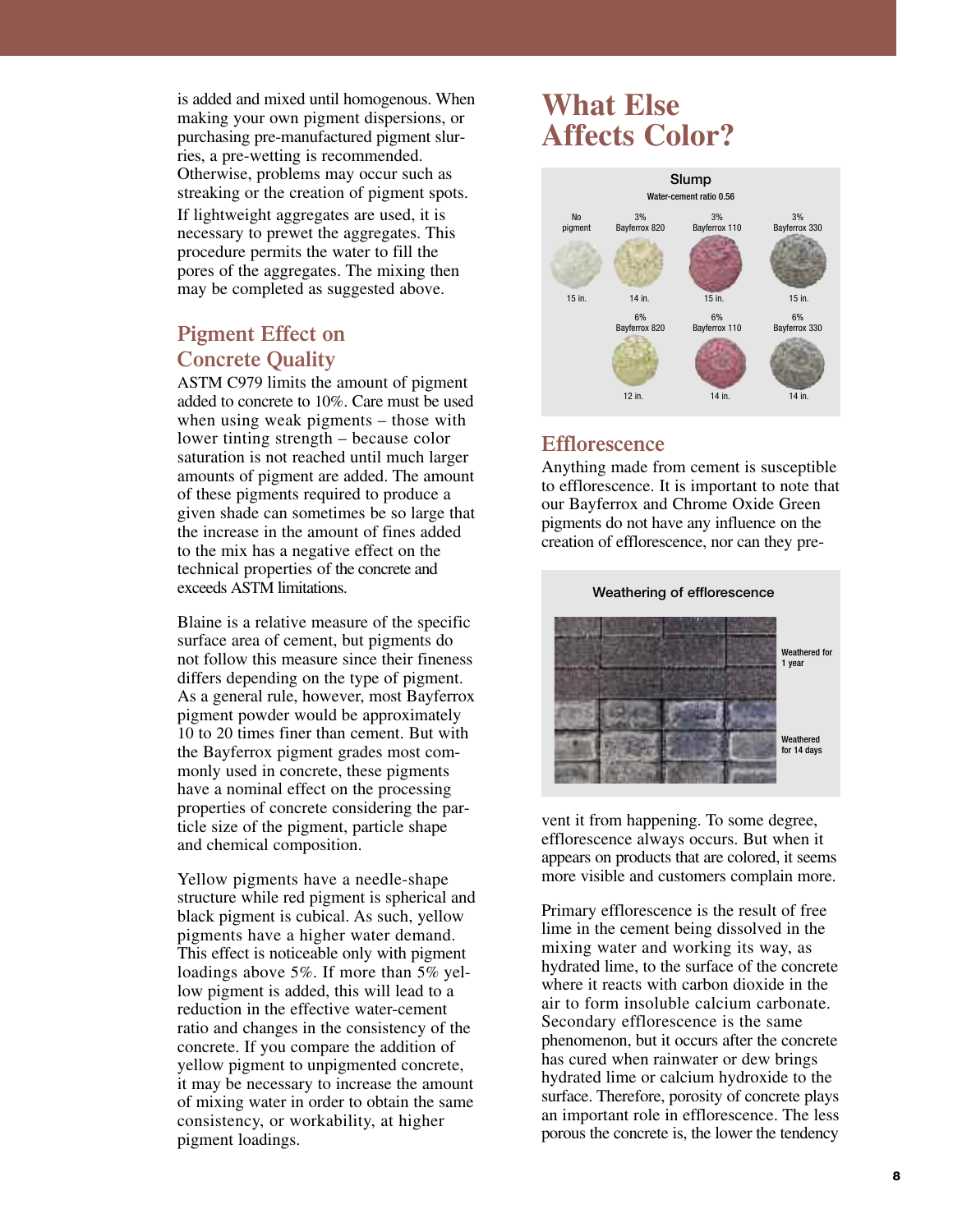is added and mixed until homogenous. When making your own pigment dispersions, or purchasing pre-manufactured pigment slurries, a pre-wetting is recommended. Otherwise, problems may occur such as streaking or the creation of pigment spots. If lightweight aggregates are used, it is necessary to prewet the aggregates. This procedure permits the water to fill the pores of the aggregates. The mixing then may be completed as suggested above.

## Pigment Effect on Concrete Quality

ASTM C979 limits the amount of pigment added to concrete to 10%. Care must be used when using weak pigments – those with lower tinting strength – because color saturation is not reached until much larger amounts of pigment are added. The amount of these pigments required to produce a given shade can sometimes be so large that the increase in the amount of fines added to the mix has a negative effect on the technical properties of the concrete and exceeds ASTM limitations.

Blaine is a relative measure of the specific surface area of cement, but pigments do not follow this measure since their fineness differs depending on the type of pigment. As a general rule, however, most Bayferrox pigment powder would be approximately 10 to 20 times finer than cement. But with the Bayferrox pigment grades most commonly used in concrete, these pigments have a nominal effect on the processing properties of concrete considering the particle size of the pigment, particle shape and chemical composition.

Yellow pigments have a needle-shape structure while red pigment is spherical and black pigment is cubical. As such, yellow pigments have a higher water demand. This effect is noticeable only with pigment loadings above 5%. If more than 5% yellow pigment is added, this will lead to a reduction in the effective water-cement ratio and changes in the consistency of the concrete. If you compare the addition of yellow pigment to unpigmented concrete, it may be necessary to increase the amount of mixing water in order to obtain the same consistency, or workability, at higher pigment loadings.

# What Else Affects Color?

**Slump**

Water-cement ratio 0.56

| No pigment | 3% Bayferrox 820 | 3% Bayferrox 110 | 3% Bayferrox 330 |
|---|---|---|---|
| 15 in. | 14 in. | 15 in. | 15 in. |
| | 6% Bayferrox 820 | 6% Bayferrox 110 | 6% Bayferrox 330 |
| | 12 in. | 14 in. | 14 in. |

## Efflorescence

Anything made from cement is susceptible to efflorescence. It is important to note that our Bayferrox and Chrome Oxide Green pigments do not have any influence on the creation of efflorescence, nor can they prevent it from happening. To some degree, efflorescence always occurs. But when it appears on products that are colored, it seems more visible and customers complain more.

**Weathering of efflorescence**

Weathered for 1 year

Weathered for 14 days

Primary efflorescence is the result of free lime in the cement being dissolved in the mixing water and working its way, as hydrated lime, to the surface of the concrete where it reacts with carbon dioxide in the air to form insoluble calcium carbonate. Secondary efflorescence is the same phenomenon, but it occurs after the concrete has cured when rainwater or dew brings hydrated lime or calcium hydroxide to the surface. Therefore, porosity of concrete plays an important role in efflorescence. The less porous the concrete is, the lower the tendency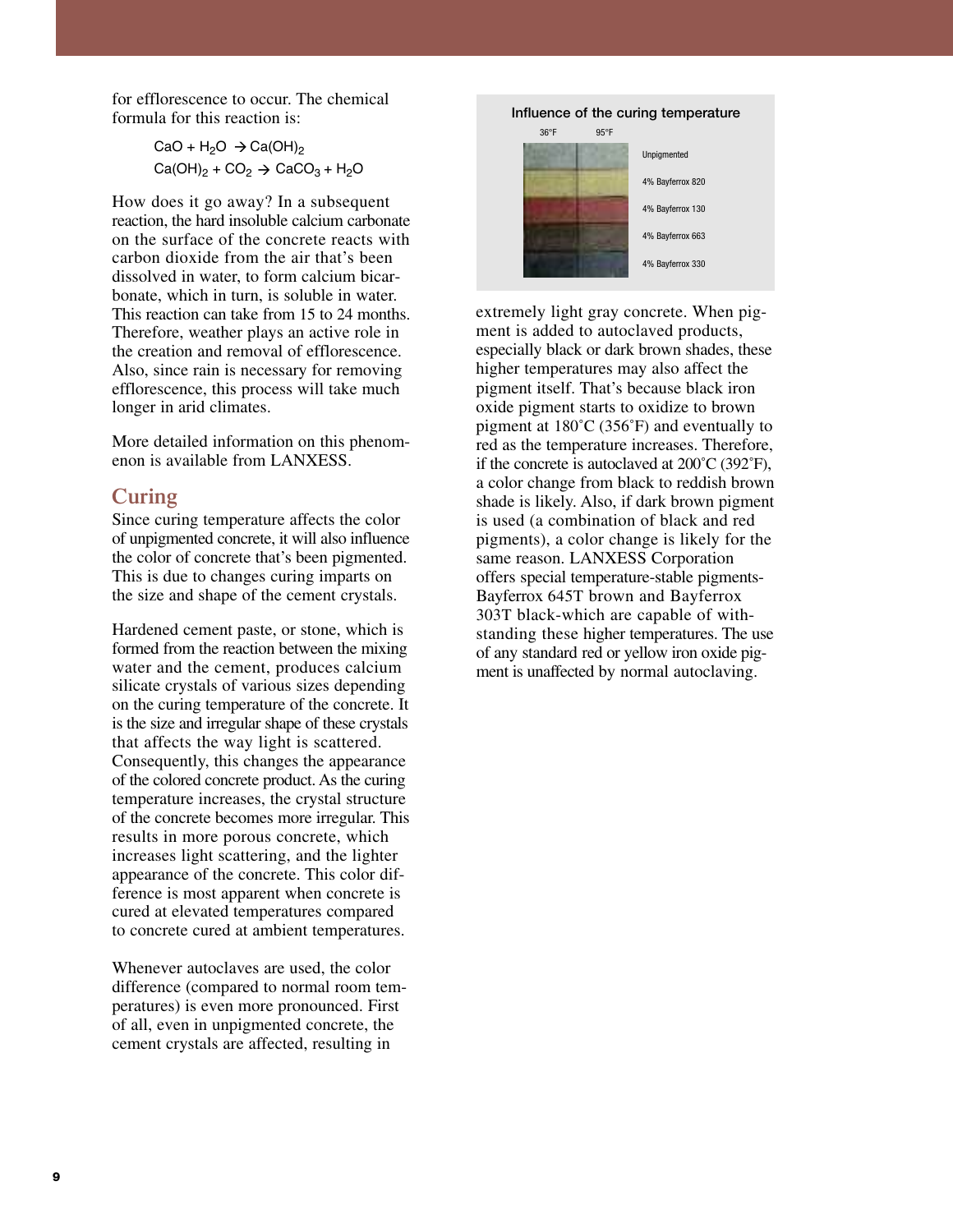for efflorescence to occur. The chemical formula for this reaction is:

$$CaO + H_2O \rightarrow Ca(OH)_2$$
$$Ca(OH)_2 + CO_2 \rightarrow CaCO_3 + H_2O$$

How does it go away? In a subsequent reaction, the hard insoluble calcium carbonate on the surface of the concrete reacts with carbon dioxide from the air that's been dissolved in water, to form calcium bicarbonate, which in turn, is soluble in water. This reaction can take from 15 to 24 months. Therefore, weather plays an active role in the creation and removal of efflorescence. Also, since rain is necessary for removing efflorescence, this process will take much longer in arid climates.

More detailed information on this phenomenon is available from LANXESS.

## Curing

Since curing temperature affects the color of unpigmented concrete, it will also influence the color of concrete that's been pigmented. This is due to changes curing imparts on the size and shape of the cement crystals.

Hardened cement paste, or stone, which is formed from the reaction between the mixing water and the cement, produces calcium silicate crystals of various sizes depending on the curing temperature of the concrete. It is the size and irregular shape of these crystals that affects the way light is scattered. Consequently, this changes the appearance of the colored concrete product. As the curing temperature increases, the crystal structure of the concrete becomes more irregular. This results in more porous concrete, which increases light scattering, and the lighter appearance of the concrete. This color difference is most apparent when concrete is cured at elevated temperatures compared to concrete cured at ambient temperatures.

Whenever autoclaves are used, the color difference (compared to normal room temperatures) is even more pronounced. First of all, even in unpigmented concrete, the cement crystals are affected, resulting in extremely light gray concrete. When pigment is added to autoclaved products, especially black or dark brown shades, these higher temperatures may also affect the pigment itself. That's because black iron oxide pigment starts to oxidize to brown pigment at 180˚C (356˚F) and eventually to red as the temperature increases. Therefore, if the concrete is autoclaved at 200˚C (392˚F), a color change from black to reddish brown shade is likely. Also, if dark brown pigment is used (a combination of black and red pigments), a color change is likely for the same reason. LANXESS Corporation offers special temperature-stable pigments-Bayferrox 645T brown and Bayferrox 303T black-which are capable of withstanding these higher temperatures. The use of any standard red or yellow iron oxide pigment is unaffected by normal autoclaving.

**Influence of the curing temperature**

36°F | 95°F

Unpigmented

4% Bayferrox 820

4% Bayferrox 130

4% Bayferrox 663

4% Bayferrox 330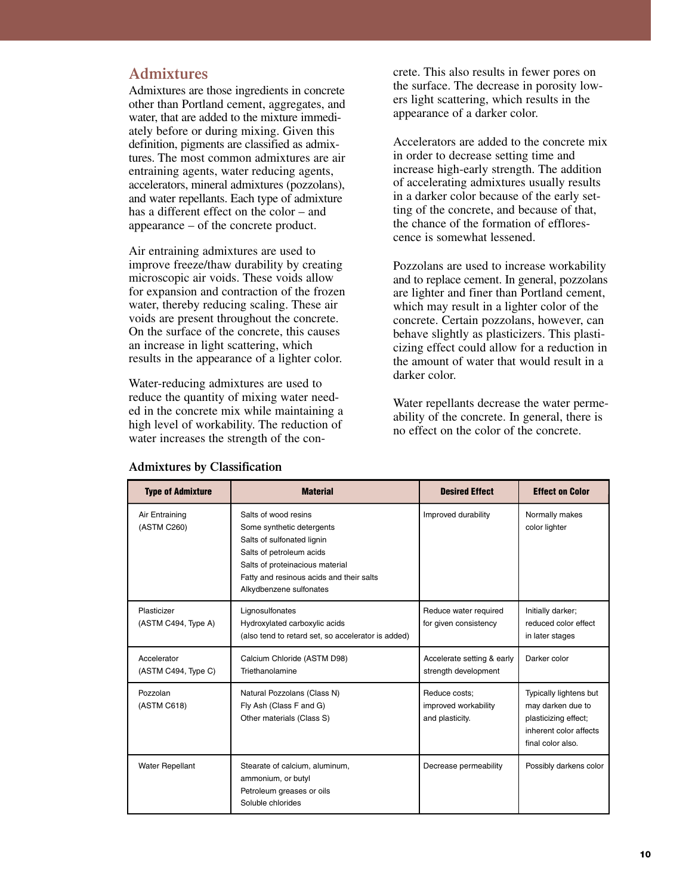## Admixtures

Admixtures are those ingredients in concrete other than Portland cement, aggregates, and water, that are added to the mixture immediately before or during mixing. Given this definition, pigments are classified as admixtures. The most common admixtures are air entraining agents, water reducing agents, accelerators, mineral admixtures (pozzolans), and water repellants. Each type of admixture has a different effect on the color – and appearance – of the concrete product.

Air entraining admixtures are used to improve freeze/thaw durability by creating microscopic air voids. These voids allow for expansion and contraction of the frozen water, thereby reducing scaling. These air voids are present throughout the concrete. On the surface of the concrete, this causes an increase in light scattering, which results in the appearance of a lighter color.

Water-reducing admixtures are used to reduce the quantity of mixing water needed in the concrete mix while maintaining a high level of workability. The reduction of water increases the strength of the concrete. This also results in fewer pores on the surface. The decrease in porosity lowers light scattering, which results in the appearance of a darker color.

Accelerators are added to the concrete mix in order to decrease setting time and increase high-early strength. The addition of accelerating admixtures usually results in a darker color because of the early setting of the concrete, and because of that, the chance of the formation of efflorescence is somewhat lessened.

Pozzolans are used to increase workability and to replace cement. In general, pozzolans are lighter and finer than Portland cement, which may result in a lighter color of the concrete. Certain pozzolans, however, can behave slightly as plasticizers. This plasticizing effect could allow for a reduction in the amount of water that would result in a darker color.

Water repellants decrease the water permeability of the concrete. In general, there is no effect on the color of the concrete.

### Admixtures by Classification

| Type of Admixture | Material | Desired Effect | Effect on Color |
|---|---|---|---|
| Air Entraining (ASTM C260) | Salts of wood resins<br>Some synthetic detergents<br>Salts of sulfonated lignin<br>Salts of petroleum acids<br>Salts of proteinacious material<br>Fatty and resinous acids and their salts<br>Alkydbenzene sulfonates | Improved durability | Normally makes color lighter |
| Plasticizer (ASTM C494, Type A) | Lignosulfonates<br>Hydroxylated carboxylic acids<br>(also tend to retard set, so accelerator is added) | Reduce water required for given consistency | Initially darker; reduced color effect in later stages |
| Accelerator (ASTM C494, Type C) | Calcium Chloride (ASTM D98)<br>Triethanolamine | Accelerate setting & early strength development | Darker color |
| Pozzolan (ASTM C618) | Natural Pozzolans (Class N)<br>Fly Ash (Class F and G)<br>Other materials (Class S) | Reduce costs; improved workability and plasticity. | Typically lightens but may darken due to plasticizing effect; inherent color affects final color also. |
| Water Repellant | Stearate of calcium, aluminum, ammonium, or butyl<br>Petroleum greases or oils<br>Soluble chlorides | Decrease permeability | Possibly darkens color |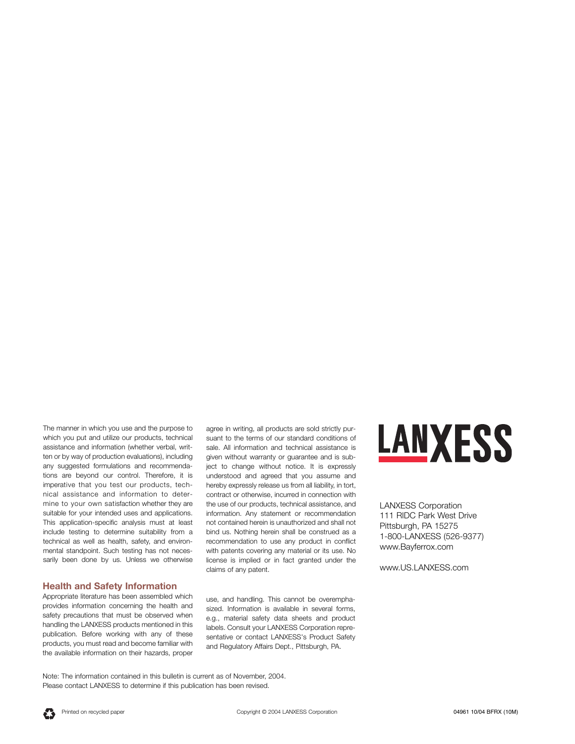The manner in which you use and the purpose to which you put and utilize our products, technical assistance and information (whether verbal, written or by way of production evaluations), including any suggested formulations and recommendations are beyond our control. Therefore, it is imperative that you test our products, technical assistance and information to determine to your own satisfaction whether they are suitable for your intended uses and applications. This application-specific analysis must at least include testing to determine suitability from a technical as well as health, safety, and environmental standpoint. Such testing has not necessarily been done by us. Unless we otherwise agree in writing, all products are sold strictly pursuant to the terms of our standard conditions of sale. All information and technical assistance is given without warranty or guarantee and is subject to change without notice. It is expressly understood and agreed that you assume and hereby expressly release us from all liability, in tort, contract or otherwise, incurred in connection with the use of our products, technical assistance, and information. Any statement or recommendation not contained herein is unauthorized and shall not bind us. Nothing herein shall be construed as a recommendation to use any product in conflict with patents covering any material or its use. No license is implied or in fact granted under the claims of any patent.

## Health and Safety Information

Appropriate literature has been assembled which provides information concerning the health and safety precautions that must be observed when handling the LANXESS products mentioned in this publication. Before working with any of these products, you must read and become familiar with the available information on their hazards, proper use, and handling. This cannot be overemphasized. Information is available in several forms, e.g., material safety data sheets and product labels. Consult your LANXESS Corporation representative or contact LANXESS's Product Safety and Regulatory Affairs Dept., Pittsburgh, PA.

**LANXESS**

LANXESS Corporation
111 RIDC Park West Drive
Pittsburgh, PA 15275
1-800-LANXESS (526-9377)
www.Bayferrox.com

www.US.LANXESS.com

Note: The information contained in this bulletin is current as of November, 2004.
Please contact LANXESS to determine if this publication has been revised.

Printed on recycled paper

Copyright © 2004 LANXESS Corporation

04961 10/04 BFRX (10M)